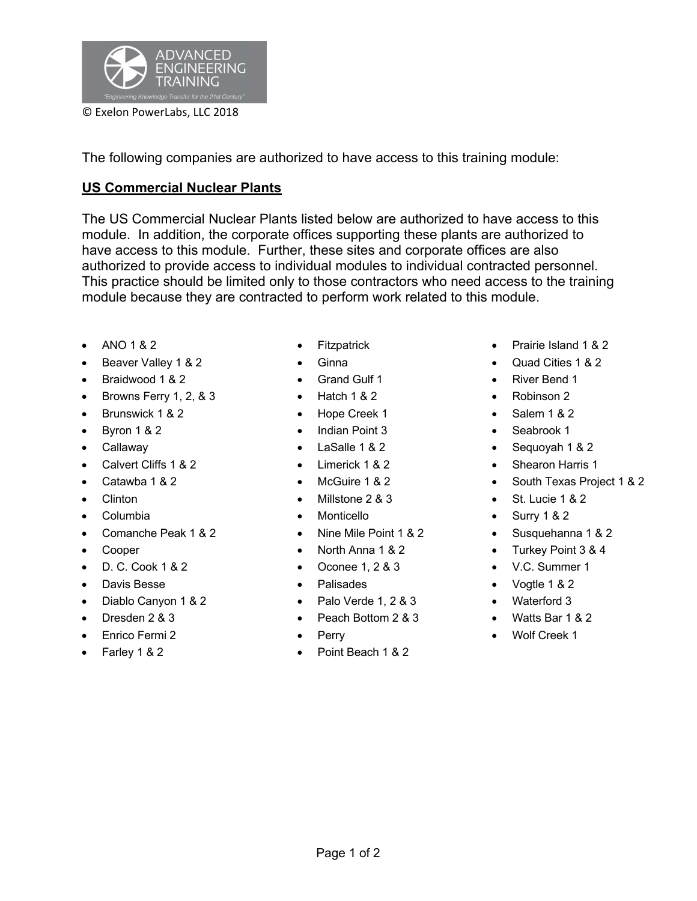ADVANCED ENGINEERING TRAINING

"Engineering Knowledge Transfer for the 21st Century"

© Exelon PowerLabs, LLC 2018

The following companies are authorized to have access to this training module:

## US Commercial Nuclear Plants

The US Commercial Nuclear Plants listed below are authorized to have access to this module. In addition, the corporate offices supporting these plants are authorized to have access to this module. Further, these sites and corporate offices are also authorized to provide access to individual modules to individual contracted personnel. This practice should be limited only to those contractors who need access to the training module because they are contracted to perform work related to this module.

- ANO 1 & 2
- Beaver Valley 1 & 2
- Braidwood 1 & 2
- Browns Ferry 1, 2, & 3
- Brunswick 1 & 2
- Byron 1 & 2
- Callaway
- Calvert Cliffs 1 & 2
- Catawba 1 & 2
- Clinton
- Columbia
- Comanche Peak 1 & 2
- Cooper
- D. C. Cook 1 & 2
- Davis Besse
- Diablo Canyon 1 & 2
- Dresden 2 & 3
- Enrico Fermi 2
- Farley 1 & 2
- Fitzpatrick
- Ginna
- Grand Gulf 1
- Hatch 1 & 2
- Hope Creek 1
- Indian Point 3
- LaSalle 1 & 2
- Limerick 1 & 2
- McGuire 1 & 2
- Millstone 2 & 3
- Monticello
- Nine Mile Point 1 & 2
- North Anna 1 & 2
- Oconee 1, 2 & 3
- Palisades
- Palo Verde 1, 2 & 3
- Peach Bottom 2 & 3
- Perry
- Point Beach 1 & 2
- Prairie Island 1 & 2
- Quad Cities 1 & 2
- River Bend 1
- Robinson 2
- Salem 1 & 2
- Seabrook 1
- Sequoyah 1 & 2
- Shearon Harris 1
- South Texas Project 1 & 2
- St. Lucie 1 & 2
- Surry 1 & 2
- Susquehanna 1 & 2
- Turkey Point 3 & 4
- V.C. Summer 1
- Vogtle 1 & 2
- Waterford 3
- Watts Bar 1 & 2
- Wolf Creek 1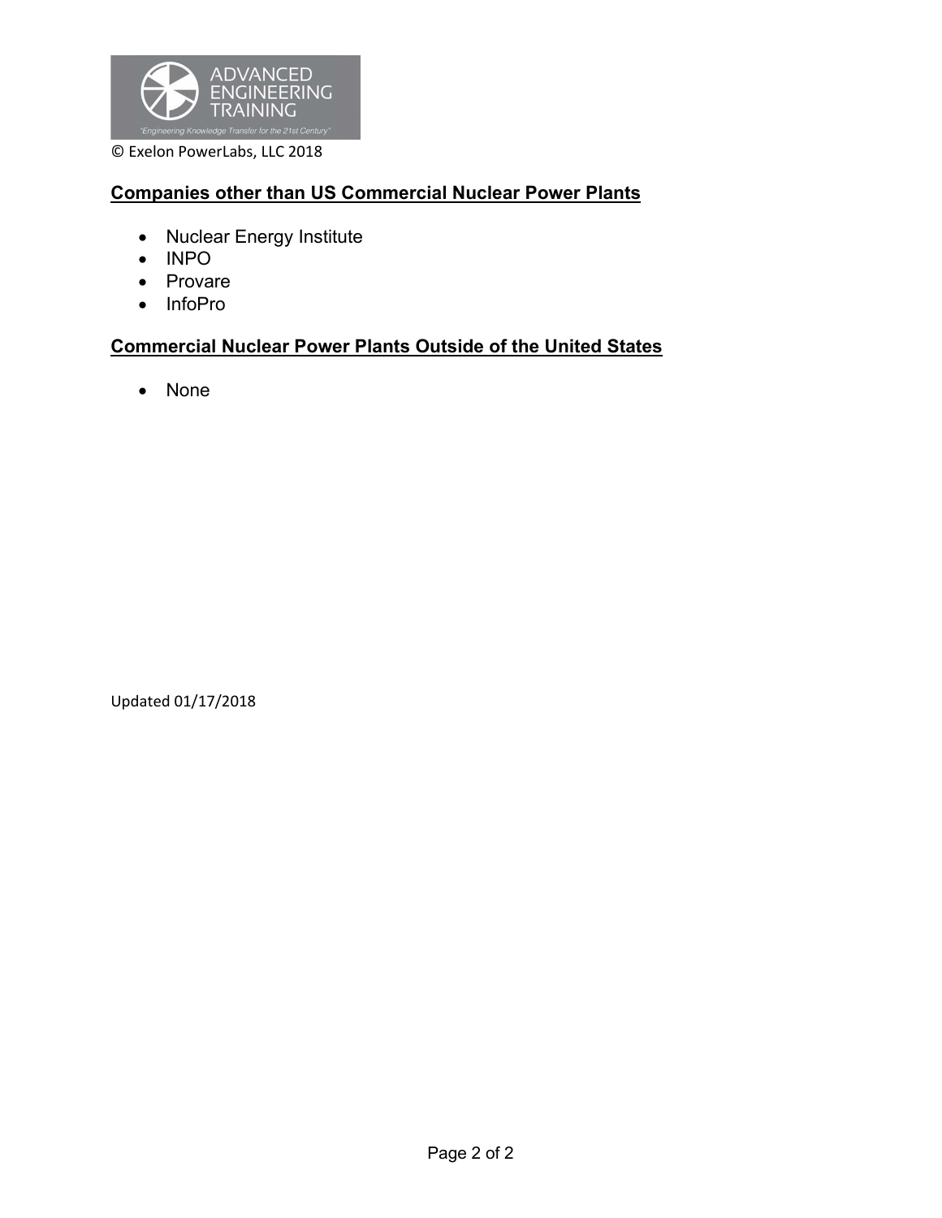© Exelon PowerLabs, LLC 2018

## Companies other than US Commercial Nuclear Power Plants

- Nuclear Energy Institute
- INPO
- Provare
- InfoPro

## Commercial Nuclear Power Plants Outside of the United States

- None

Updated 01/17/2018